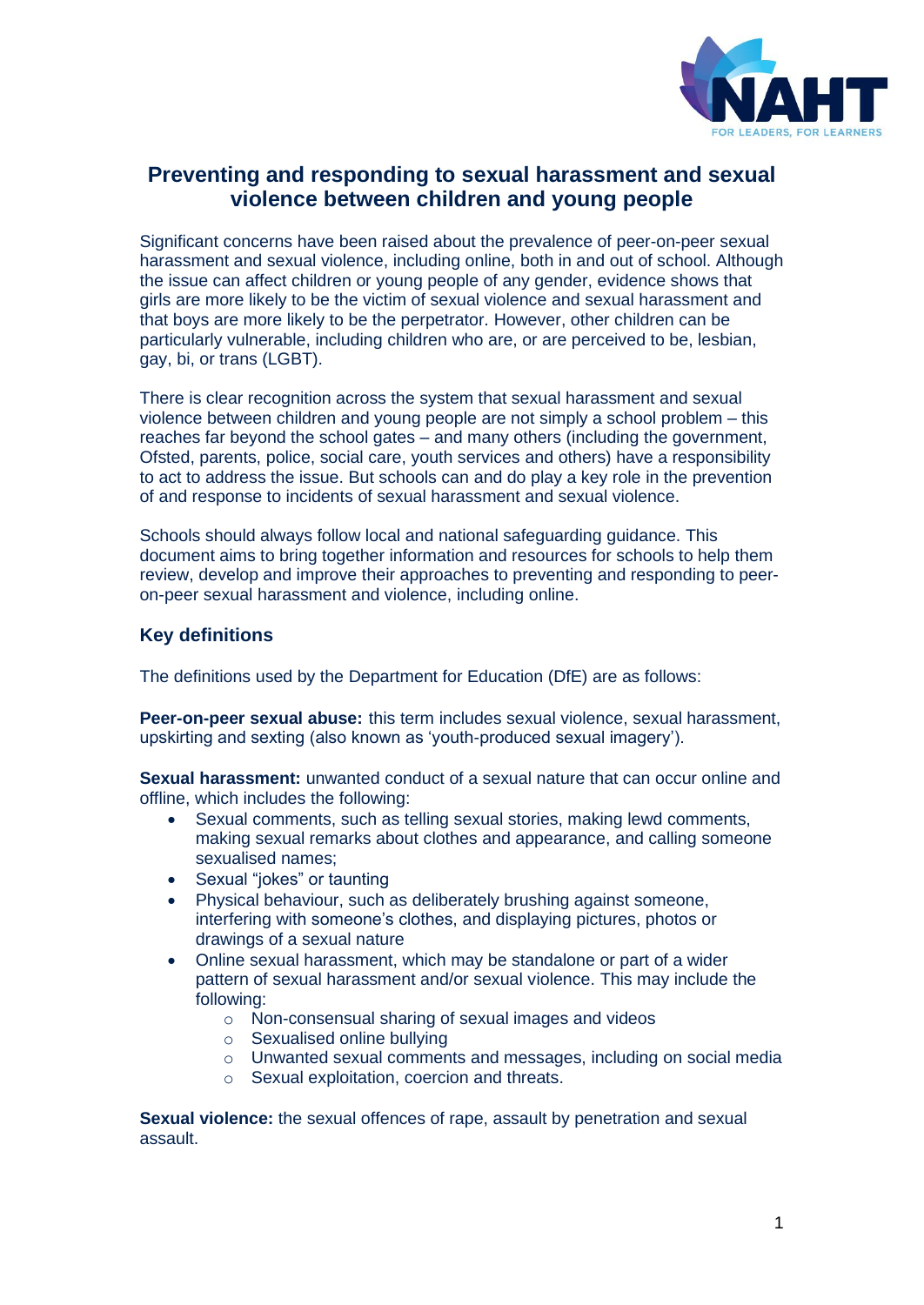# Preventing and responding to sexual harassment and sexual violence between children and young people

Significant concerns have been raised about the prevalence of peer-on-peer sexual harassment and sexual violence, including online, both in and out of school. Although the issue can affect children or young people of any gender, evidence shows that girls are more likely to be the victim of sexual violence and sexual harassment and that boys are more likely to be the perpetrator. However, other children can be particularly vulnerable, including children who are, or are perceived to be, lesbian, gay, bi, or trans (LGBT).

There is clear recognition across the system that sexual harassment and sexual violence between children and young people are not simply a school problem – this reaches far beyond the school gates – and many others (including the government, Ofsted, parents, police, social care, youth services and others) have a responsibility to act to address the issue. But schools can and do play a key role in the prevention of and response to incidents of sexual harassment and sexual violence.

Schools should always follow local and national safeguarding guidance. This document aims to bring together information and resources for schools to help them review, develop and improve their approaches to preventing and responding to peer-on-peer sexual harassment and violence, including online.

## Key definitions

The definitions used by the Department for Education (DfE) are as follows:

**Peer-on-peer sexual abuse:** this term includes sexual violence, sexual harassment, upskirting and sexting (also known as 'youth-produced sexual imagery').

**Sexual harassment:** unwanted conduct of a sexual nature that can occur online and offline, which includes the following:

- Sexual comments, such as telling sexual stories, making lewd comments, making sexual remarks about clothes and appearance, and calling someone sexualised names;
- Sexual "jokes" or taunting
- Physical behaviour, such as deliberately brushing against someone, interfering with someone's clothes, and displaying pictures, photos or drawings of a sexual nature
- Online sexual harassment, which may be standalone or part of a wider pattern of sexual harassment and/or sexual violence. This may include the following:
  - Non-consensual sharing of sexual images and videos
  - Sexualised online bullying
  - Unwanted sexual comments and messages, including on social media
  - Sexual exploitation, coercion and threats.

**Sexual violence:** the sexual offences of rape, assault by penetration and sexual assault.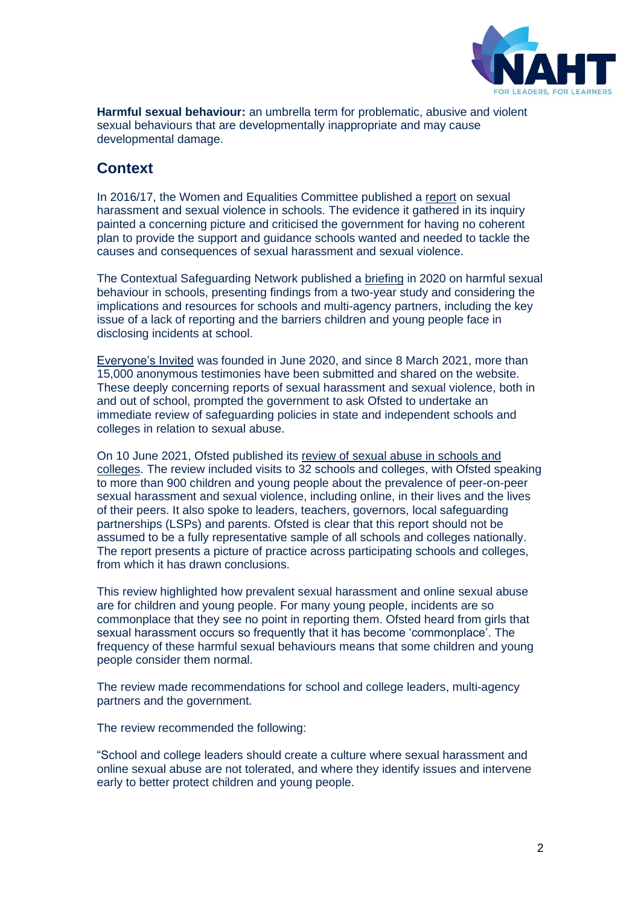**Harmful sexual behaviour:** an umbrella term for problematic, abusive and violent sexual behaviours that are developmentally inappropriate and may cause developmental damage.

## Context

In 2016/17, the Women and Equalities Committee published a report on sexual harassment and sexual violence in schools. The evidence it gathered in its inquiry painted a concerning picture and criticised the government for having no coherent plan to provide the support and guidance schools wanted and needed to tackle the causes and consequences of sexual harassment and sexual violence.

The Contextual Safeguarding Network published a briefing in 2020 on harmful sexual behaviour in schools, presenting findings from a two-year study and considering the implications and resources for schools and multi-agency partners, including the key issue of a lack of reporting and the barriers children and young people face in disclosing incidents at school.

Everyone's Invited was founded in June 2020, and since 8 March 2021, more than 15,000 anonymous testimonies have been submitted and shared on the website. These deeply concerning reports of sexual harassment and sexual violence, both in and out of school, prompted the government to ask Ofsted to undertake an immediate review of safeguarding policies in state and independent schools and colleges in relation to sexual abuse.

On 10 June 2021, Ofsted published its review of sexual abuse in schools and colleges. The review included visits to 32 schools and colleges, with Ofsted speaking to more than 900 children and young people about the prevalence of peer-on-peer sexual harassment and sexual violence, including online, in their lives and the lives of their peers. It also spoke to leaders, teachers, governors, local safeguarding partnerships (LSPs) and parents. Ofsted is clear that this report should not be assumed to be a fully representative sample of all schools and colleges nationally. The report presents a picture of practice across participating schools and colleges, from which it has drawn conclusions.

This review highlighted how prevalent sexual harassment and online sexual abuse are for children and young people. For many young people, incidents are so commonplace that they see no point in reporting them. Ofsted heard from girls that sexual harassment occurs so frequently that it has become 'commonplace'. The frequency of these harmful sexual behaviours means that some children and young people consider them normal.

The review made recommendations for school and college leaders, multi-agency partners and the government.

The review recommended the following:

"School and college leaders should create a culture where sexual harassment and online sexual abuse are not tolerated, and where they identify issues and intervene early to better protect children and young people.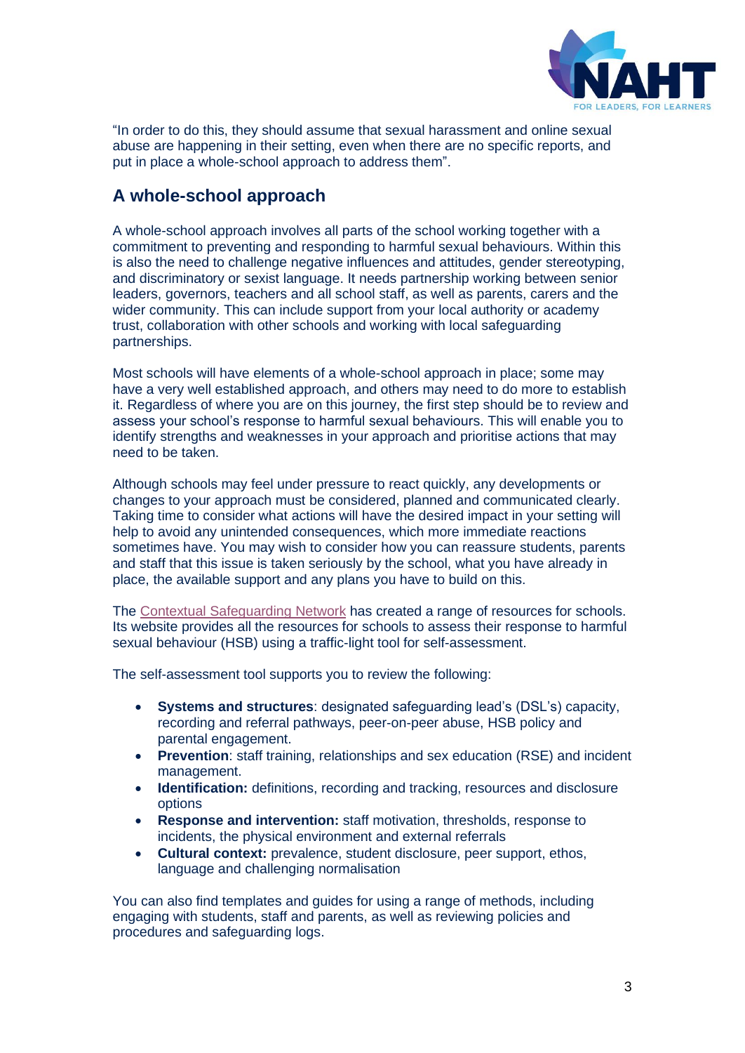"In order to do this, they should assume that sexual harassment and online sexual abuse are happening in their setting, even when there are no specific reports, and put in place a whole-school approach to address them".

## A whole-school approach

A whole-school approach involves all parts of the school working together with a commitment to preventing and responding to harmful sexual behaviours. Within this is also the need to challenge negative influences and attitudes, gender stereotyping, and discriminatory or sexist language. It needs partnership working between senior leaders, governors, teachers and all school staff, as well as parents, carers and the wider community. This can include support from your local authority or academy trust, collaboration with other schools and working with local safeguarding partnerships.

Most schools will have elements of a whole-school approach in place; some may have a very well established approach, and others may need to do more to establish it. Regardless of where you are on this journey, the first step should be to review and assess your school's response to harmful sexual behaviours. This will enable you to identify strengths and weaknesses in your approach and prioritise actions that may need to be taken.

Although schools may feel under pressure to react quickly, any developments or changes to your approach must be considered, planned and communicated clearly. Taking time to consider what actions will have the desired impact in your setting will help to avoid any unintended consequences, which more immediate reactions sometimes have. You may wish to consider how you can reassure students, parents and staff that this issue is taken seriously by the school, what you have already in place, the available support and any plans you have to build on this.

The Contextual Safeguarding Network has created a range of resources for schools. Its website provides all the resources for schools to assess their response to harmful sexual behaviour (HSB) using a traffic-light tool for self-assessment.

The self-assessment tool supports you to review the following:

- **Systems and structures**: designated safeguarding lead's (DSL's) capacity, recording and referral pathways, peer-on-peer abuse, HSB policy and parental engagement.
- **Prevention**: staff training, relationships and sex education (RSE) and incident management.
- **Identification:** definitions, recording and tracking, resources and disclosure options
- **Response and intervention:** staff motivation, thresholds, response to incidents, the physical environment and external referrals
- **Cultural context:** prevalence, student disclosure, peer support, ethos, language and challenging normalisation

You can also find templates and guides for using a range of methods, including engaging with students, staff and parents, as well as reviewing policies and procedures and safeguarding logs.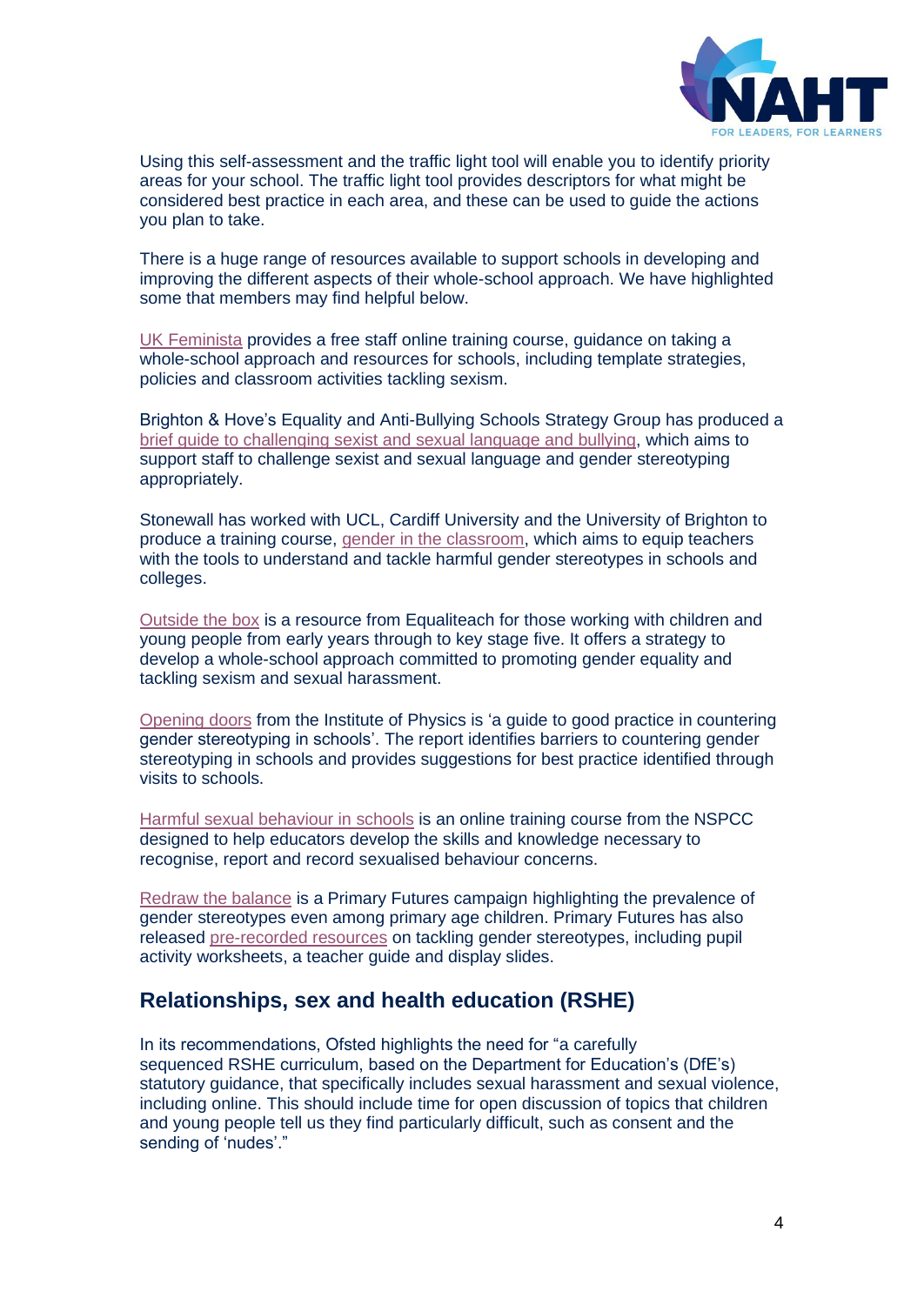Using this self-assessment and the traffic light tool will enable you to identify priority areas for your school. The traffic light tool provides descriptors for what might be considered best practice in each area, and these can be used to guide the actions you plan to take.

There is a huge range of resources available to support schools in developing and improving the different aspects of their whole-school approach. We have highlighted some that members may find helpful below.

UK Feminista provides a free staff online training course, guidance on taking a whole-school approach and resources for schools, including template strategies, policies and classroom activities tackling sexism.

Brighton & Hove's Equality and Anti-Bullying Schools Strategy Group has produced a brief guide to challenging sexist and sexual language and bullying, which aims to support staff to challenge sexist and sexual language and gender stereotyping appropriately.

Stonewall has worked with UCL, Cardiff University and the University of Brighton to produce a training course, gender in the classroom, which aims to equip teachers with the tools to understand and tackle harmful gender stereotypes in schools and colleges.

Outside the box is a resource from Equaliteach for those working with children and young people from early years through to key stage five. It offers a strategy to develop a whole-school approach committed to promoting gender equality and tackling sexism and sexual harassment.

Opening doors from the Institute of Physics is 'a guide to good practice in countering gender stereotyping in schools'. The report identifies barriers to countering gender stereotyping in schools and provides suggestions for best practice identified through visits to schools.

Harmful sexual behaviour in schools is an online training course from the NSPCC designed to help educators develop the skills and knowledge necessary to recognise, report and record sexualised behaviour concerns.

Redraw the balance is a Primary Futures campaign highlighting the prevalence of gender stereotypes even among primary age children. Primary Futures has also released pre-recorded resources on tackling gender stereotypes, including pupil activity worksheets, a teacher guide and display slides.

## Relationships, sex and health education (RSHE)

In its recommendations, Ofsted highlights the need for "a carefully sequenced RSHE curriculum, based on the Department for Education's (DfE's) statutory guidance, that specifically includes sexual harassment and sexual violence, including online. This should include time for open discussion of topics that children and young people tell us they find particularly difficult, such as consent and the sending of 'nudes'."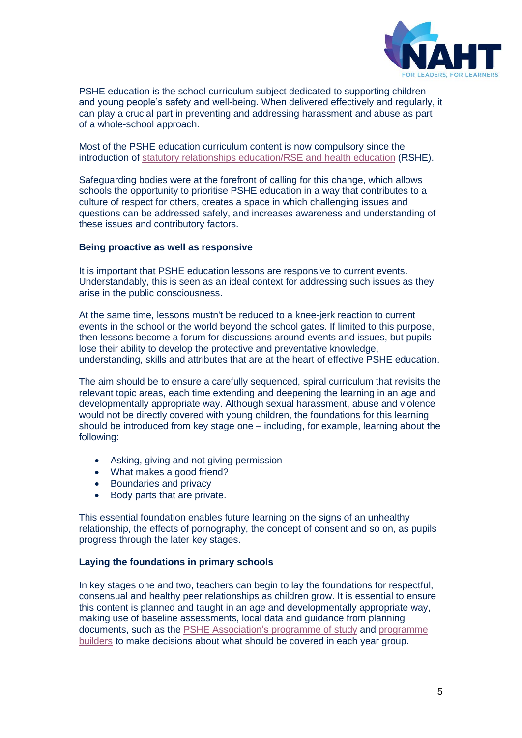PSHE education is the school curriculum subject dedicated to supporting children and young people's safety and well-being. When delivered effectively and regularly, it can play a crucial part in preventing and addressing harassment and abuse as part of a whole-school approach.

Most of the PSHE education curriculum content is now compulsory since the introduction of statutory relationships education/RSE and health education (RSHE).

Safeguarding bodies were at the forefront of calling for this change, which allows schools the opportunity to prioritise PSHE education in a way that contributes to a culture of respect for others, creates a space in which challenging issues and questions can be addressed safely, and increases awareness and understanding of these issues and contributory factors.

**Being proactive as well as responsive**

It is important that PSHE education lessons are responsive to current events. Understandably, this is seen as an ideal context for addressing such issues as they arise in the public consciousness.

At the same time, lessons mustn't be reduced to a knee-jerk reaction to current events in the school or the world beyond the school gates. If limited to this purpose, then lessons become a forum for discussions around events and issues, but pupils lose their ability to develop the protective and preventative knowledge, understanding, skills and attributes that are at the heart of effective PSHE education.

The aim should be to ensure a carefully sequenced, spiral curriculum that revisits the relevant topic areas, each time extending and deepening the learning in an age and developmentally appropriate way. Although sexual harassment, abuse and violence would not be directly covered with young children, the foundations for this learning should be introduced from key stage one – including, for example, learning about the following:

- Asking, giving and not giving permission
- What makes a good friend?
- Boundaries and privacy
- Body parts that are private.

This essential foundation enables future learning on the signs of an unhealthy relationship, the effects of pornography, the concept of consent and so on, as pupils progress through the later key stages.

**Laying the foundations in primary schools**

In key stages one and two, teachers can begin to lay the foundations for respectful, consensual and healthy peer relationships as children grow. It is essential to ensure this content is planned and taught in an age and developmentally appropriate way, making use of baseline assessments, local data and guidance from planning documents, such as the PSHE Association's programme of study and programme builders to make decisions about what should be covered in each year group.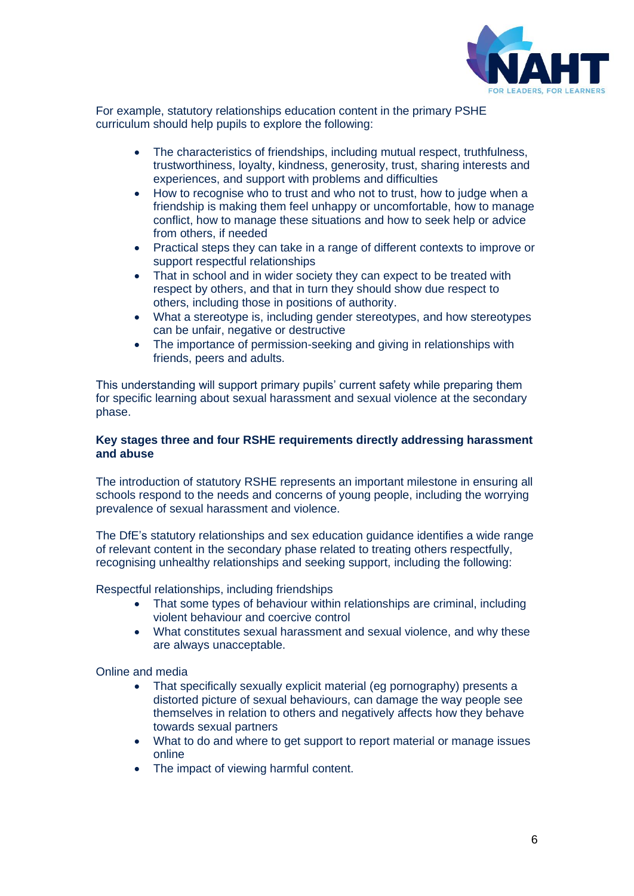For example, statutory relationships education content in the primary PSHE curriculum should help pupils to explore the following:

- The characteristics of friendships, including mutual respect, truthfulness, trustworthiness, loyalty, kindness, generosity, trust, sharing interests and experiences, and support with problems and difficulties
- How to recognise who to trust and who not to trust, how to judge when a friendship is making them feel unhappy or uncomfortable, how to manage conflict, how to manage these situations and how to seek help or advice from others, if needed
- Practical steps they can take in a range of different contexts to improve or support respectful relationships
- That in school and in wider society they can expect to be treated with respect by others, and that in turn they should show due respect to others, including those in positions of authority.
- What a stereotype is, including gender stereotypes, and how stereotypes can be unfair, negative or destructive
- The importance of permission-seeking and giving in relationships with friends, peers and adults.

This understanding will support primary pupils' current safety while preparing them for specific learning about sexual harassment and sexual violence at the secondary phase.

**Key stages three and four RSHE requirements directly addressing harassment and abuse**

The introduction of statutory RSHE represents an important milestone in ensuring all schools respond to the needs and concerns of young people, including the worrying prevalence of sexual harassment and violence.

The DfE's statutory relationships and sex education guidance identifies a wide range of relevant content in the secondary phase related to treating others respectfully, recognising unhealthy relationships and seeking support, including the following:

Respectful relationships, including friendships

- That some types of behaviour within relationships are criminal, including violent behaviour and coercive control
- What constitutes sexual harassment and sexual violence, and why these are always unacceptable.

Online and media

- That specifically sexually explicit material (eg pornography) presents a distorted picture of sexual behaviours, can damage the way people see themselves in relation to others and negatively affects how they behave towards sexual partners
- What to do and where to get support to report material or manage issues online
- The impact of viewing harmful content.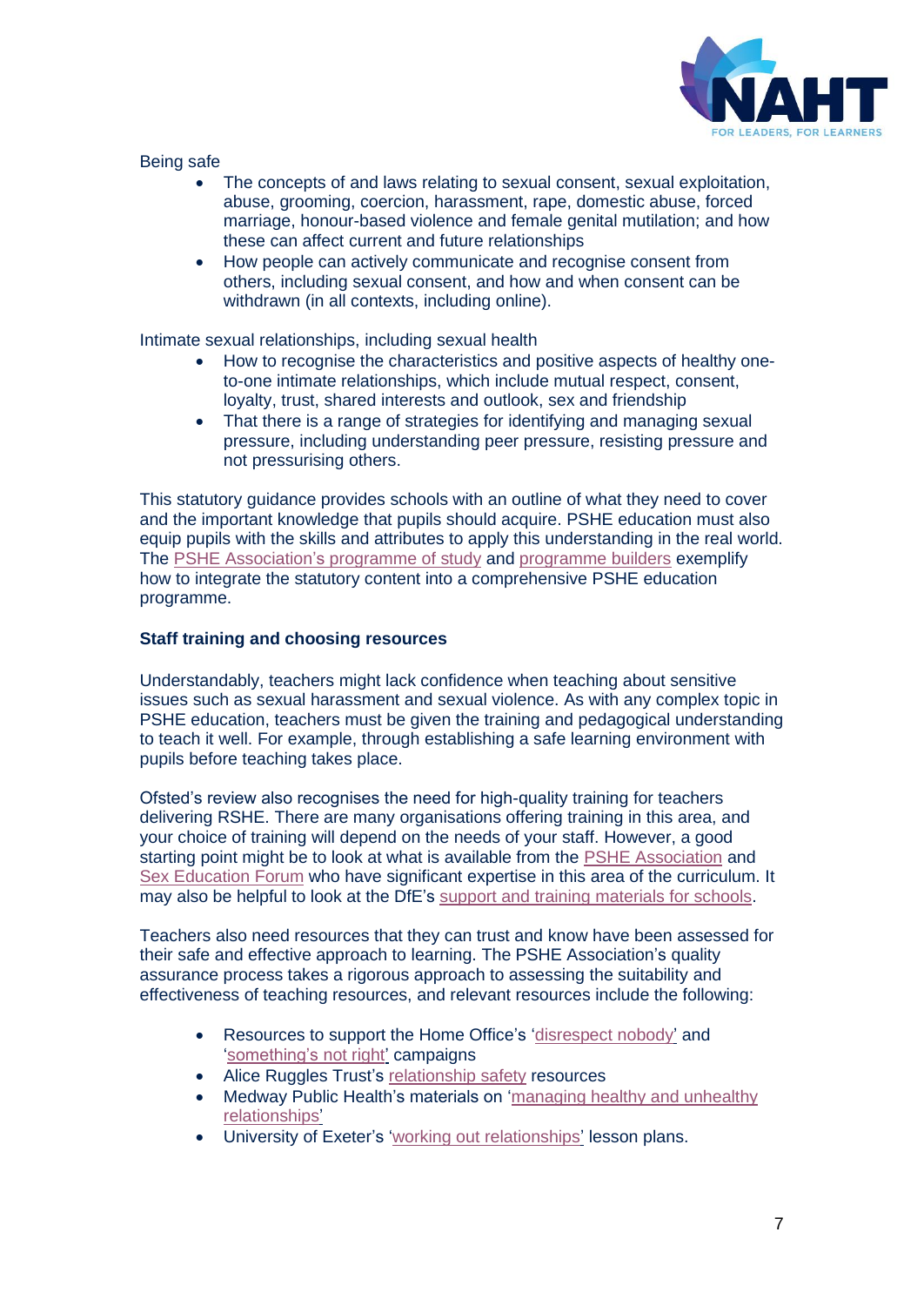Being safe

- The concepts of and laws relating to sexual consent, sexual exploitation, abuse, grooming, coercion, harassment, rape, domestic abuse, forced marriage, honour-based violence and female genital mutilation; and how these can affect current and future relationships
- How people can actively communicate and recognise consent from others, including sexual consent, and how and when consent can be withdrawn (in all contexts, including online).

Intimate sexual relationships, including sexual health

- How to recognise the characteristics and positive aspects of healthy one-to-one intimate relationships, which include mutual respect, consent, loyalty, trust, shared interests and outlook, sex and friendship
- That there is a range of strategies for identifying and managing sexual pressure, including understanding peer pressure, resisting pressure and not pressurising others.

This statutory guidance provides schools with an outline of what they need to cover and the important knowledge that pupils should acquire. PSHE education must also equip pupils with the skills and attributes to apply this understanding in the real world. The PSHE Association's programme of study and programme builders exemplify how to integrate the statutory content into a comprehensive PSHE education programme.

**Staff training and choosing resources**

Understandably, teachers might lack confidence when teaching about sensitive issues such as sexual harassment and sexual violence. As with any complex topic in PSHE education, teachers must be given the training and pedagogical understanding to teach it well. For example, through establishing a safe learning environment with pupils before teaching takes place.

Ofsted's review also recognises the need for high-quality training for teachers delivering RSHE. There are many organisations offering training in this area, and your choice of training will depend on the needs of your staff. However, a good starting point might be to look at what is available from the PSHE Association and Sex Education Forum who have significant expertise in this area of the curriculum. It may also be helpful to look at the DfE's support and training materials for schools.

Teachers also need resources that they can trust and know have been assessed for their safe and effective approach to learning. The PSHE Association's quality assurance process takes a rigorous approach to assessing the suitability and effectiveness of teaching resources, and relevant resources include the following:

- Resources to support the Home Office's 'disrespect nobody' and 'something's not right' campaigns
- Alice Ruggles Trust's relationship safety resources
- Medway Public Health's materials on 'managing healthy and unhealthy relationships'
- University of Exeter's 'working out relationships' lesson plans.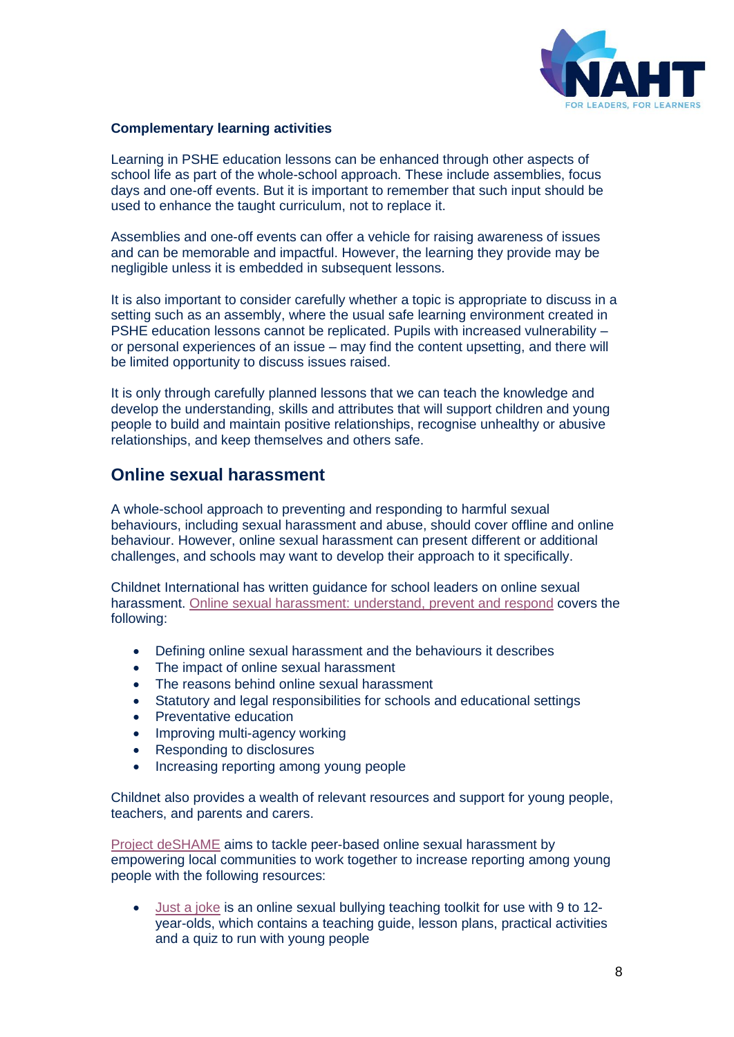**Complementary learning activities**

Learning in PSHE education lessons can be enhanced through other aspects of school life as part of the whole-school approach. These include assemblies, focus days and one-off events. But it is important to remember that such input should be used to enhance the taught curriculum, not to replace it.

Assemblies and one-off events can offer a vehicle for raising awareness of issues and can be memorable and impactful. However, the learning they provide may be negligible unless it is embedded in subsequent lessons.

It is also important to consider carefully whether a topic is appropriate to discuss in a setting such as an assembly, where the usual safe learning environment created in PSHE education lessons cannot be replicated. Pupils with increased vulnerability – or personal experiences of an issue – may find the content upsetting, and there will be limited opportunity to discuss issues raised.

It is only through carefully planned lessons that we can teach the knowledge and develop the understanding, skills and attributes that will support children and young people to build and maintain positive relationships, recognise unhealthy or abusive relationships, and keep themselves and others safe.

## Online sexual harassment

A whole-school approach to preventing and responding to harmful sexual behaviours, including sexual harassment and abuse, should cover offline and online behaviour. However, online sexual harassment can present different or additional challenges, and schools may want to develop their approach to it specifically.

Childnet International has written guidance for school leaders on online sexual harassment. Online sexual harassment: understand, prevent and respond covers the following:

- Defining online sexual harassment and the behaviours it describes
- The impact of online sexual harassment
- The reasons behind online sexual harassment
- Statutory and legal responsibilities for schools and educational settings
- Preventative education
- Improving multi-agency working
- Responding to disclosures
- Increasing reporting among young people

Childnet also provides a wealth of relevant resources and support for young people, teachers, and parents and carers.

Project deSHAME aims to tackle peer-based online sexual harassment by empowering local communities to work together to increase reporting among young people with the following resources:

- Just a joke is an online sexual bullying teaching toolkit for use with 9 to 12-year-olds, which contains a teaching guide, lesson plans, practical activities and a quiz to run with young people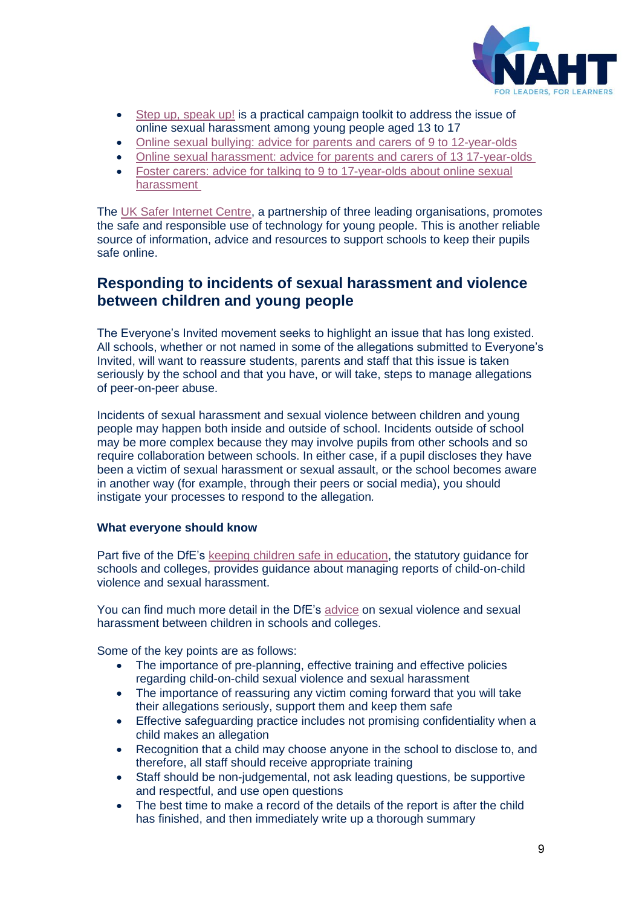- Step up, speak up! is a practical campaign toolkit to address the issue of online sexual harassment among young people aged 13 to 17
- Online sexual bullying: advice for parents and carers of 9 to 12-year-olds
- Online sexual harassment: advice for parents and carers of 13 17-year-olds
- Foster carers: advice for talking to 9 to 17-year-olds about online sexual harassment

The UK Safer Internet Centre, a partnership of three leading organisations, promotes the safe and responsible use of technology for young people. This is another reliable source of information, advice and resources to support schools to keep their pupils safe online.

## Responding to incidents of sexual harassment and violence between children and young people

The Everyone's Invited movement seeks to highlight an issue that has long existed. All schools, whether or not named in some of the allegations submitted to Everyone's Invited, will want to reassure students, parents and staff that this issue is taken seriously by the school and that you have, or will take, steps to manage allegations of peer-on-peer abuse.

Incidents of sexual harassment and sexual violence between children and young people may happen both inside and outside of school. Incidents outside of school may be more complex because they may involve pupils from other schools and so require collaboration between schools. In either case, if a pupil discloses they have been a victim of sexual harassment or sexual assault, or the school becomes aware in another way (for example, through their peers or social media), you should instigate your processes to respond to the allegation.

### What everyone should know

Part five of the DfE's keeping children safe in education, the statutory guidance for schools and colleges, provides guidance about managing reports of child-on-child violence and sexual harassment.

You can find much more detail in the DfE's advice on sexual violence and sexual harassment between children in schools and colleges.

Some of the key points are as follows:

- The importance of pre-planning, effective training and effective policies regarding child-on-child sexual violence and sexual harassment
- The importance of reassuring any victim coming forward that you will take their allegations seriously, support them and keep them safe
- Effective safeguarding practice includes not promising confidentiality when a child makes an allegation
- Recognition that a child may choose anyone in the school to disclose to, and therefore, all staff should receive appropriate training
- Staff should be non-judgemental, not ask leading questions, be supportive and respectful, and use open questions
- The best time to make a record of the details of the report is after the child has finished, and then immediately write up a thorough summary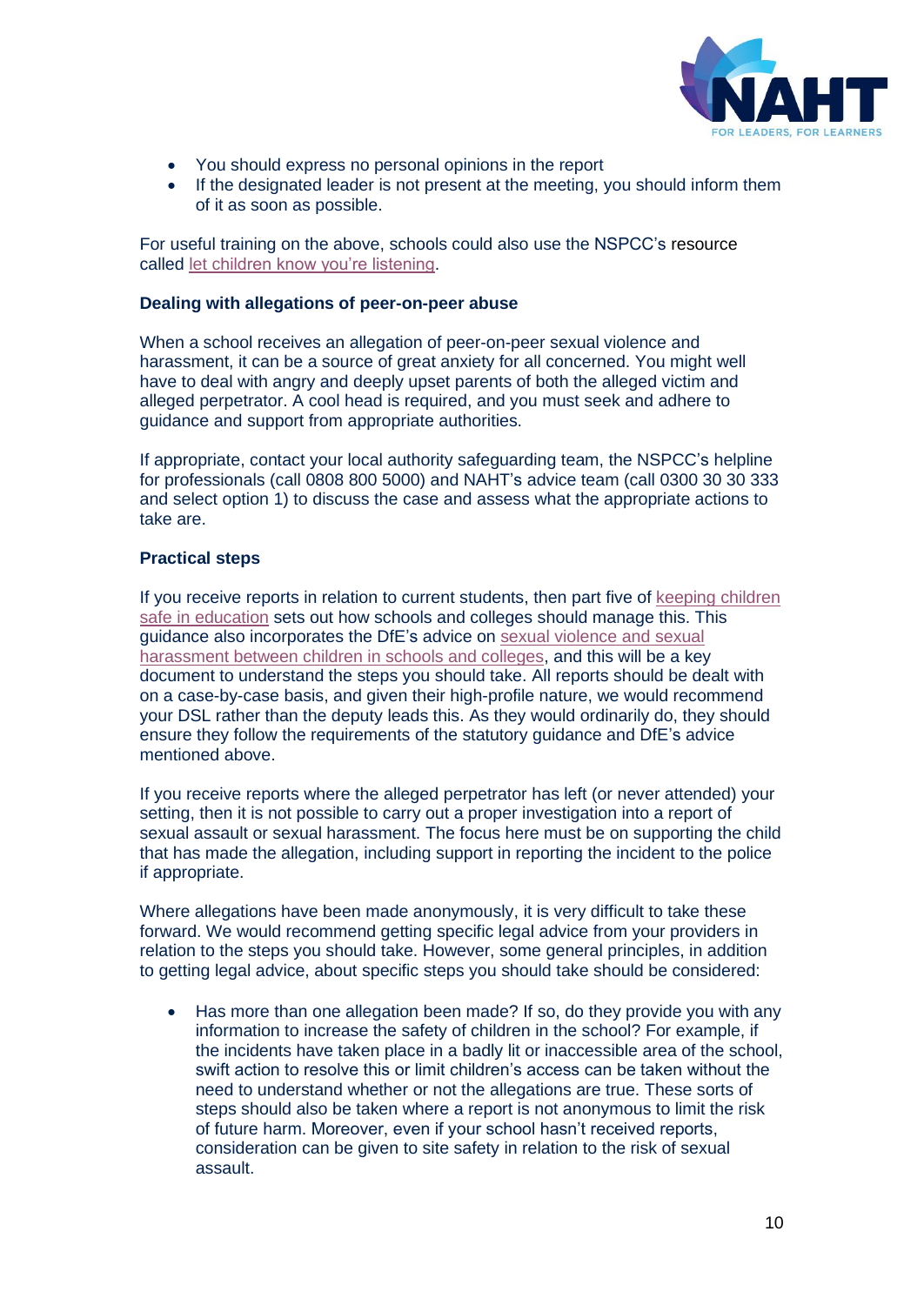- You should express no personal opinions in the report
- If the designated leader is not present at the meeting, you should inform them of it as soon as possible.

For useful training on the above, schools could also use the NSPCC's resource called let children know you're listening.

**Dealing with allegations of peer-on-peer abuse**

When a school receives an allegation of peer-on-peer sexual violence and harassment, it can be a source of great anxiety for all concerned. You might well have to deal with angry and deeply upset parents of both the alleged victim and alleged perpetrator. A cool head is required, and you must seek and adhere to guidance and support from appropriate authorities.

If appropriate, contact your local authority safeguarding team, the NSPCC's helpline for professionals (call 0808 800 5000) and NAHT's advice team (call 0300 30 30 333 and select option 1) to discuss the case and assess what the appropriate actions to take are.

**Practical steps**

If you receive reports in relation to current students, then part five of keeping children safe in education sets out how schools and colleges should manage this. This guidance also incorporates the DfE's advice on sexual violence and sexual harassment between children in schools and colleges, and this will be a key document to understand the steps you should take. All reports should be dealt with on a case-by-case basis, and given their high-profile nature, we would recommend your DSL rather than the deputy leads this. As they would ordinarily do, they should ensure they follow the requirements of the statutory guidance and DfE's advice mentioned above.

If you receive reports where the alleged perpetrator has left (or never attended) your setting, then it is not possible to carry out a proper investigation into a report of sexual assault or sexual harassment. The focus here must be on supporting the child that has made the allegation, including support in reporting the incident to the police if appropriate.

Where allegations have been made anonymously, it is very difficult to take these forward. We would recommend getting specific legal advice from your providers in relation to the steps you should take. However, some general principles, in addition to getting legal advice, about specific steps you should take should be considered:

- Has more than one allegation been made? If so, do they provide you with any information to increase the safety of children in the school? For example, if the incidents have taken place in a badly lit or inaccessible area of the school, swift action to resolve this or limit children's access can be taken without the need to understand whether or not the allegations are true. These sorts of steps should also be taken where a report is not anonymous to limit the risk of future harm. Moreover, even if your school hasn't received reports, consideration can be given to site safety in relation to the risk of sexual assault.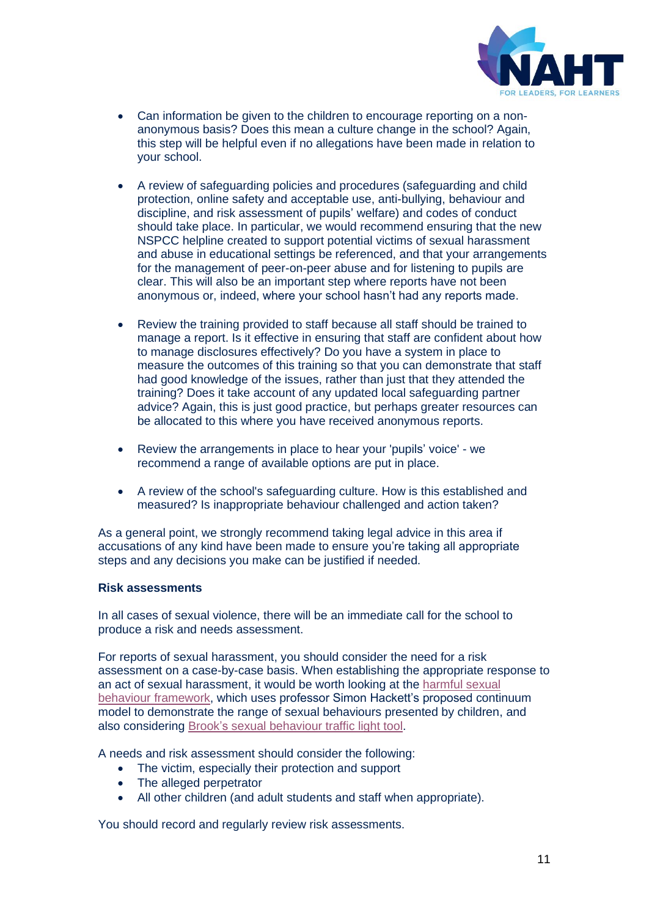- Can information be given to the children to encourage reporting on a non-anonymous basis? Does this mean a culture change in the school? Again, this step will be helpful even if no allegations have been made in relation to your school.

- A review of safeguarding policies and procedures (safeguarding and child protection, online safety and acceptable use, anti-bullying, behaviour and discipline, and risk assessment of pupils' welfare) and codes of conduct should take place. In particular, we would recommend ensuring that the new NSPCC helpline created to support potential victims of sexual harassment and abuse in educational settings be referenced, and that your arrangements for the management of peer-on-peer abuse and for listening to pupils are clear. This will also be an important step where reports have not been anonymous or, indeed, where your school hasn't had any reports made.

- Review the training provided to staff because all staff should be trained to manage a report. Is it effective in ensuring that staff are confident about how to manage disclosures effectively? Do you have a system in place to measure the outcomes of this training so that you can demonstrate that staff had good knowledge of the issues, rather than just that they attended the training? Does it take account of any updated local safeguarding partner advice? Again, this is just good practice, but perhaps greater resources can be allocated to this where you have received anonymous reports.

- Review the arrangements in place to hear your 'pupils' voice' - we recommend a range of available options are put in place.

- A review of the school's safeguarding culture. How is this established and measured? Is inappropriate behaviour challenged and action taken?

As a general point, we strongly recommend taking legal advice in this area if accusations of any kind have been made to ensure you're taking all appropriate steps and any decisions you make can be justified if needed.

**Risk assessments**

In all cases of sexual violence, there will be an immediate call for the school to produce a risk and needs assessment.

For reports of sexual harassment, you should consider the need for a risk assessment on a case-by-case basis. When establishing the appropriate response to an act of sexual harassment, it would be worth looking at the harmful sexual behaviour framework, which uses professor Simon Hackett's proposed continuum model to demonstrate the range of sexual behaviours presented by children, and also considering Brook's sexual behaviour traffic light tool.

A needs and risk assessment should consider the following:

- The victim, especially their protection and support
- The alleged perpetrator
- All other children (and adult students and staff when appropriate).

You should record and regularly review risk assessments.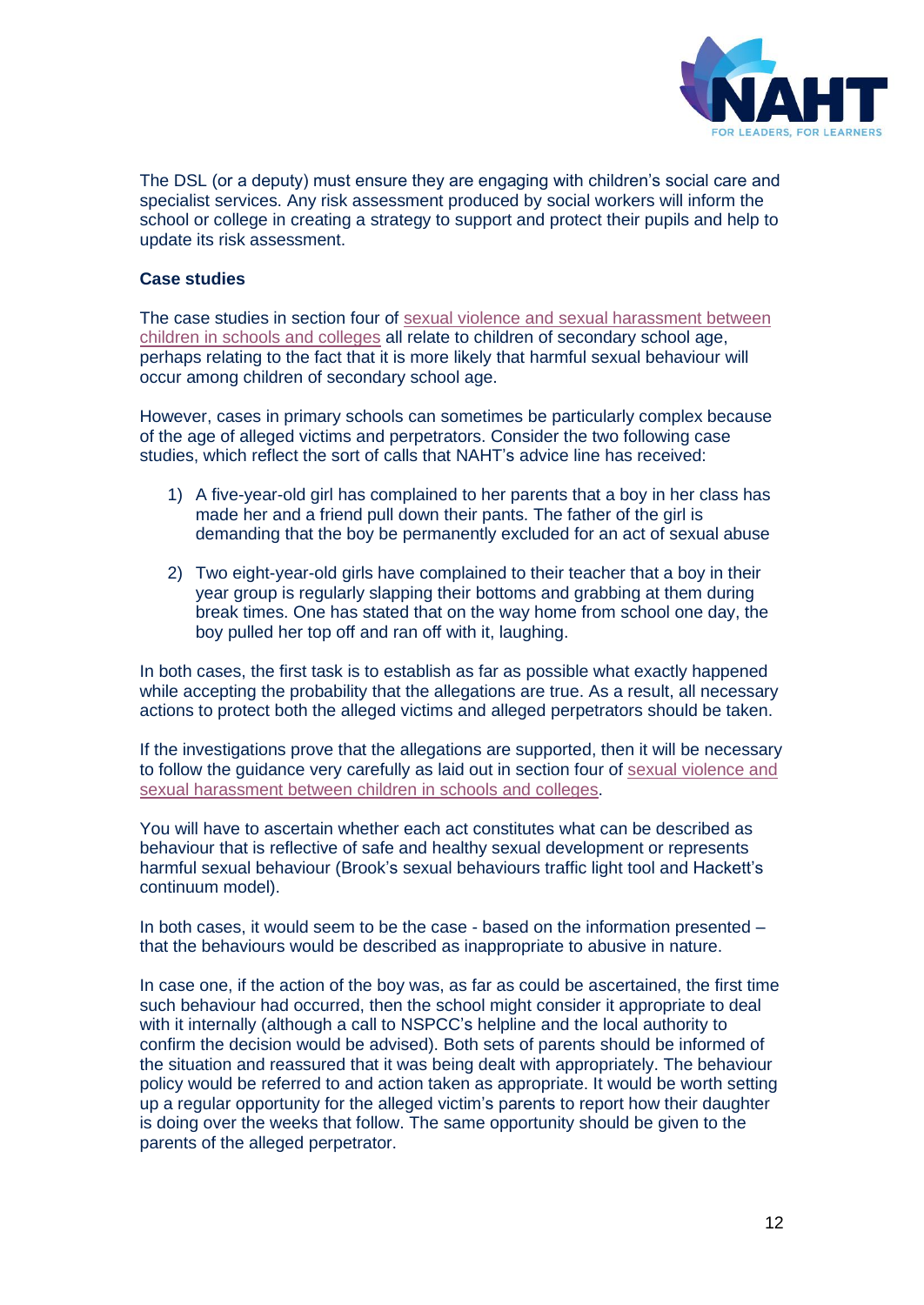The DSL (or a deputy) must ensure they are engaging with children's social care and specialist services. Any risk assessment produced by social workers will inform the school or college in creating a strategy to support and protect their pupils and help to update its risk assessment.

**Case studies**

The case studies in section four of [sexual violence and sexual harassment between children in schools and colleges]() all relate to children of secondary school age, perhaps relating to the fact that it is more likely that harmful sexual behaviour will occur among children of secondary school age.

However, cases in primary schools can sometimes be particularly complex because of the age of alleged victims and perpetrators. Consider the two following case studies, which reflect the sort of calls that NAHT's advice line has received:

1) A five-year-old girl has complained to her parents that a boy in her class has made her and a friend pull down their pants. The father of the girl is demanding that the boy be permanently excluded for an act of sexual abuse

2) Two eight-year-old girls have complained to their teacher that a boy in their year group is regularly slapping their bottoms and grabbing at them during break times. One has stated that on the way home from school one day, the boy pulled her top off and ran off with it, laughing.

In both cases, the first task is to establish as far as possible what exactly happened while accepting the probability that the allegations are true. As a result, all necessary actions to protect both the alleged victims and alleged perpetrators should be taken.

If the investigations prove that the allegations are supported, then it will be necessary to follow the guidance very carefully as laid out in section four of [sexual violence and sexual harassment between children in schools and colleges]().

You will have to ascertain whether each act constitutes what can be described as behaviour that is reflective of safe and healthy sexual development or represents harmful sexual behaviour (Brook's sexual behaviours traffic light tool and Hackett's continuum model).

In both cases, it would seem to be the case - based on the information presented – that the behaviours would be described as inappropriate to abusive in nature.

In case one, if the action of the boy was, as far as could be ascertained, the first time such behaviour had occurred, then the school might consider it appropriate to deal with it internally (although a call to NSPCC's helpline and the local authority to confirm the decision would be advised). Both sets of parents should be informed of the situation and reassured that it was being dealt with appropriately. The behaviour policy would be referred to and action taken as appropriate. It would be worth setting up a regular opportunity for the alleged victim's parents to report how their daughter is doing over the weeks that follow. The same opportunity should be given to the parents of the alleged perpetrator.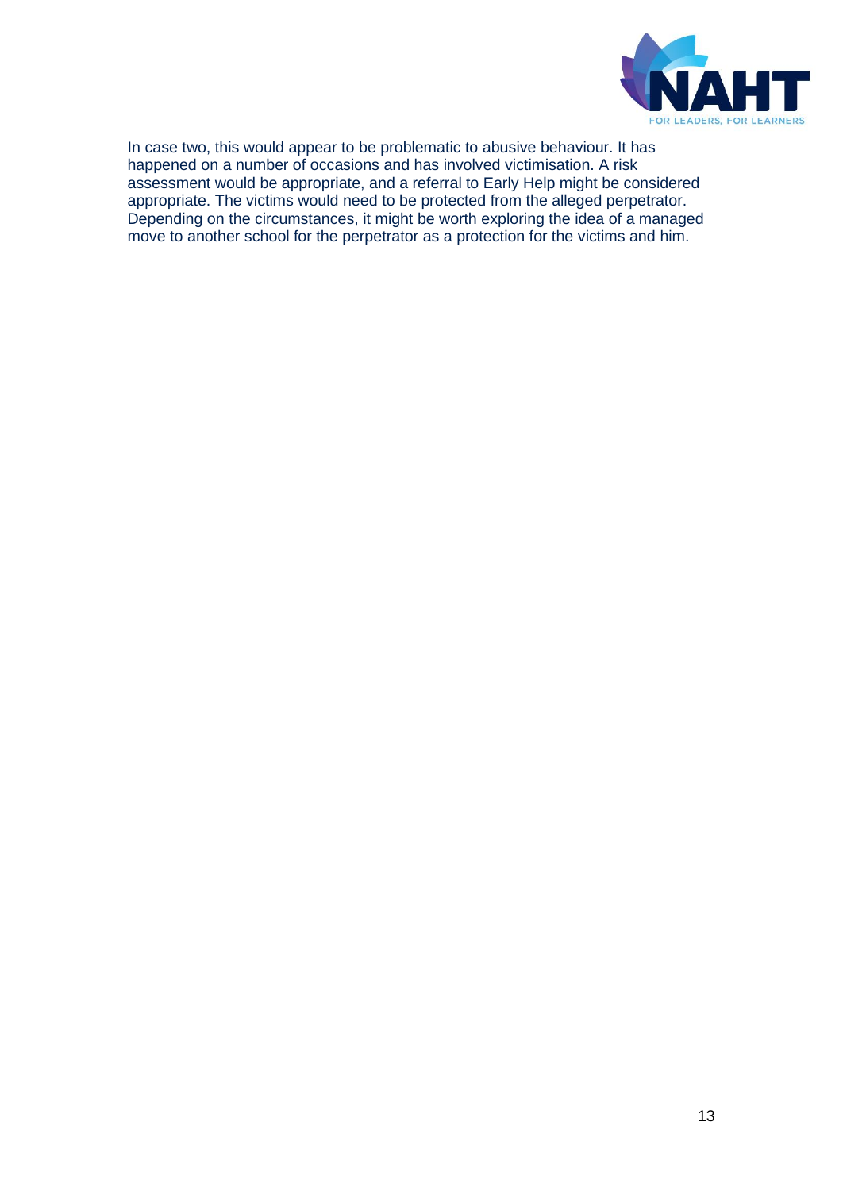In case two, this would appear to be problematic to abusive behaviour. It has happened on a number of occasions and has involved victimisation. A risk assessment would be appropriate, and a referral to Early Help might be considered appropriate. The victims would need to be protected from the alleged perpetrator. Depending on the circumstances, it might be worth exploring the idea of a managed move to another school for the perpetrator as a protection for the victims and him.